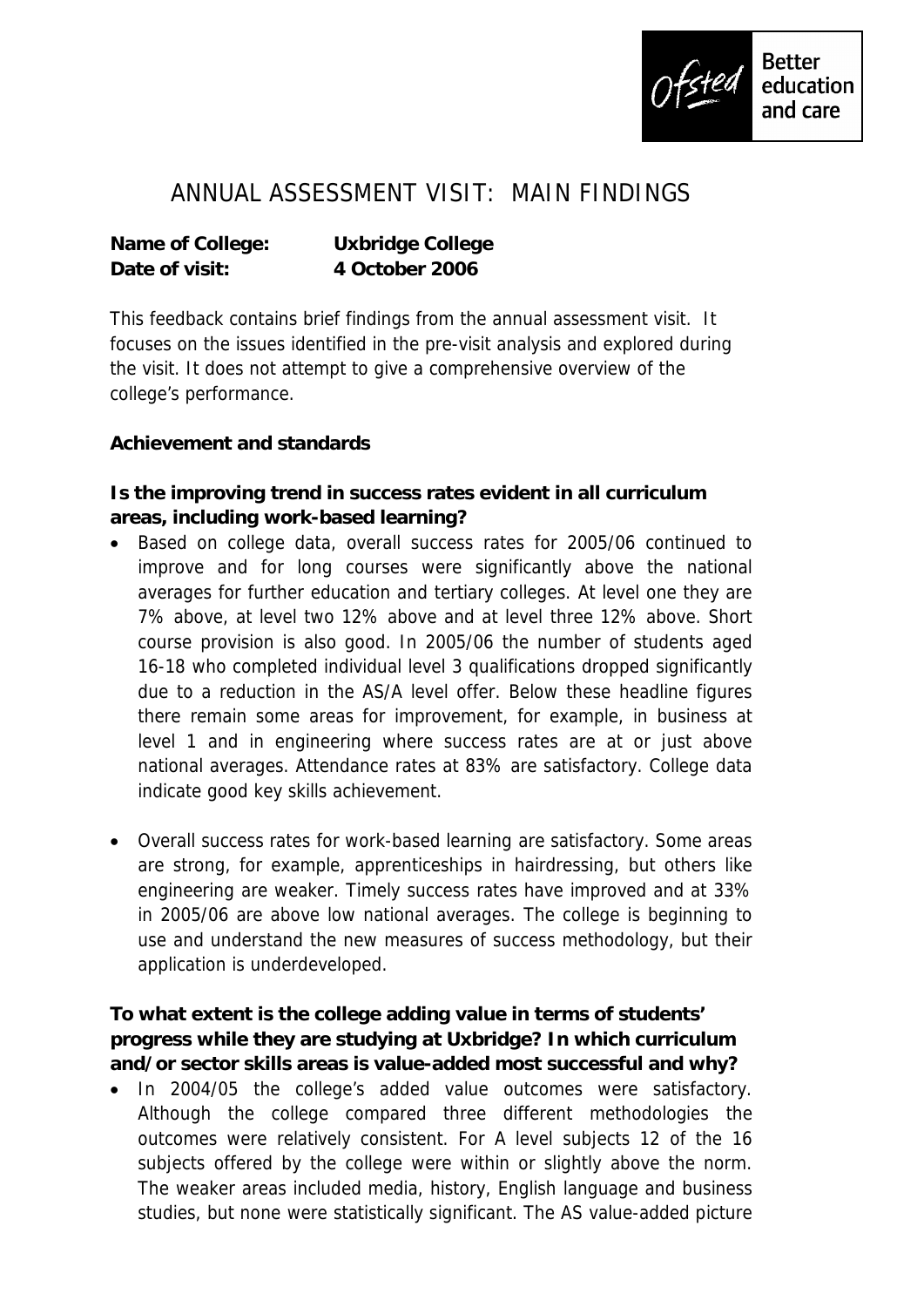# ANNUAL ASSESSMENT VISIT: MAIN FINDINGS

**Name of College:** **Uxbridge College**
**Date of visit:** **4 October 2006**

This feedback contains brief findings from the annual assessment visit. It focuses on the issues identified in the pre-visit analysis and explored during the visit. It does not attempt to give a comprehensive overview of the college's performance.

**Achievement and standards**

**Is the improving trend in success rates evident in all curriculum areas, including work-based learning?**

- Based on college data, overall success rates for 2005/06 continued to improve and for long courses were significantly above the national averages for further education and tertiary colleges. At level one they are 7% above, at level two 12% above and at level three 12% above. Short course provision is also good. In 2005/06 the number of students aged 16-18 who completed individual level 3 qualifications dropped significantly due to a reduction in the AS/A level offer. Below these headline figures there remain some areas for improvement, for example, in business at level 1 and in engineering where success rates are at or just above national averages. Attendance rates at 83% are satisfactory. College data indicate good key skills achievement.

- Overall success rates for work-based learning are satisfactory. Some areas are strong, for example, apprenticeships in hairdressing, but others like engineering are weaker. Timely success rates have improved and at 33% in 2005/06 are above low national averages. The college is beginning to use and understand the new measures of success methodology, but their application is underdeveloped.

**To what extent is the college adding value in terms of students' progress while they are studying at Uxbridge? In which curriculum and/or sector skills areas is value-added most successful and why?**

- In 2004/05 the college's added value outcomes were satisfactory. Although the college compared three different methodologies the outcomes were relatively consistent. For A level subjects 12 of the 16 subjects offered by the college were within or slightly above the norm. The weaker areas included media, history, English language and business studies, but none were statistically significant. The AS value-added picture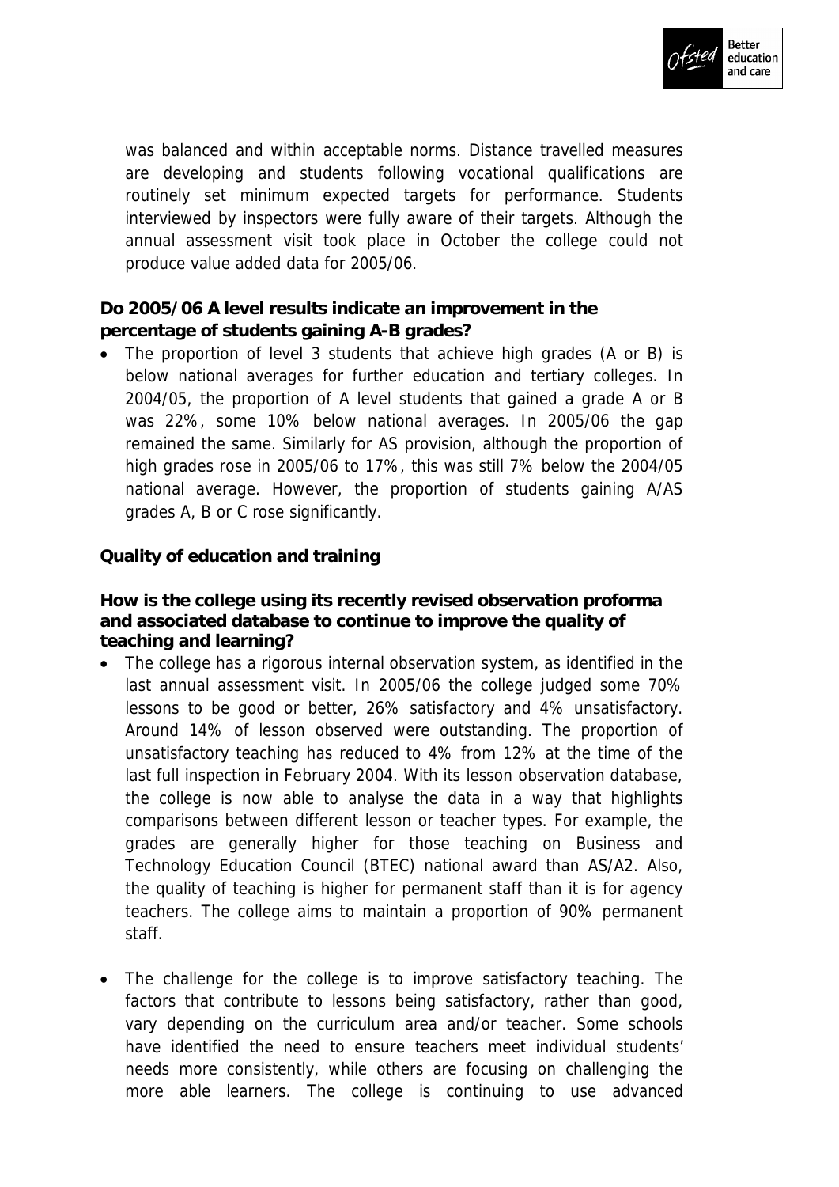was balanced and within acceptable norms. Distance travelled measures are developing and students following vocational qualifications are routinely set minimum expected targets for performance. Students interviewed by inspectors were fully aware of their targets. Although the annual assessment visit took place in October the college could not produce value added data for 2005/06.

**Do 2005/06 A level results indicate an improvement in the percentage of students gaining A-B grades?**

- The proportion of level 3 students that achieve high grades (A or B) is below national averages for further education and tertiary colleges. In 2004/05, the proportion of A level students that gained a grade A or B was 22%, some 10% below national averages. In 2005/06 the gap remained the same. Similarly for AS provision, although the proportion of high grades rose in 2005/06 to 17%, this was still 7% below the 2004/05 national average. However, the proportion of students gaining A/AS grades A, B or C rose significantly.

**Quality of education and training**

**How is the college using its recently revised observation proforma and associated database to continue to improve the quality of teaching and learning?**

- The college has a rigorous internal observation system, as identified in the last annual assessment visit. In 2005/06 the college judged some 70% lessons to be good or better, 26% satisfactory and 4% unsatisfactory. Around 14% of lesson observed were outstanding. The proportion of unsatisfactory teaching has reduced to 4% from 12% at the time of the last full inspection in February 2004. With its lesson observation database, the college is now able to analyse the data in a way that highlights comparisons between different lesson or teacher types. For example, the grades are generally higher for those teaching on Business and Technology Education Council (BTEC) national award than AS/A2. Also, the quality of teaching is higher for permanent staff than it is for agency teachers. The college aims to maintain a proportion of 90% permanent staff.

- The challenge for the college is to improve satisfactory teaching. The factors that contribute to lessons being satisfactory, rather than good, vary depending on the curriculum area and/or teacher. Some schools have identified the need to ensure teachers meet individual students' needs more consistently, while others are focusing on challenging the more able learners. The college is continuing to use advanced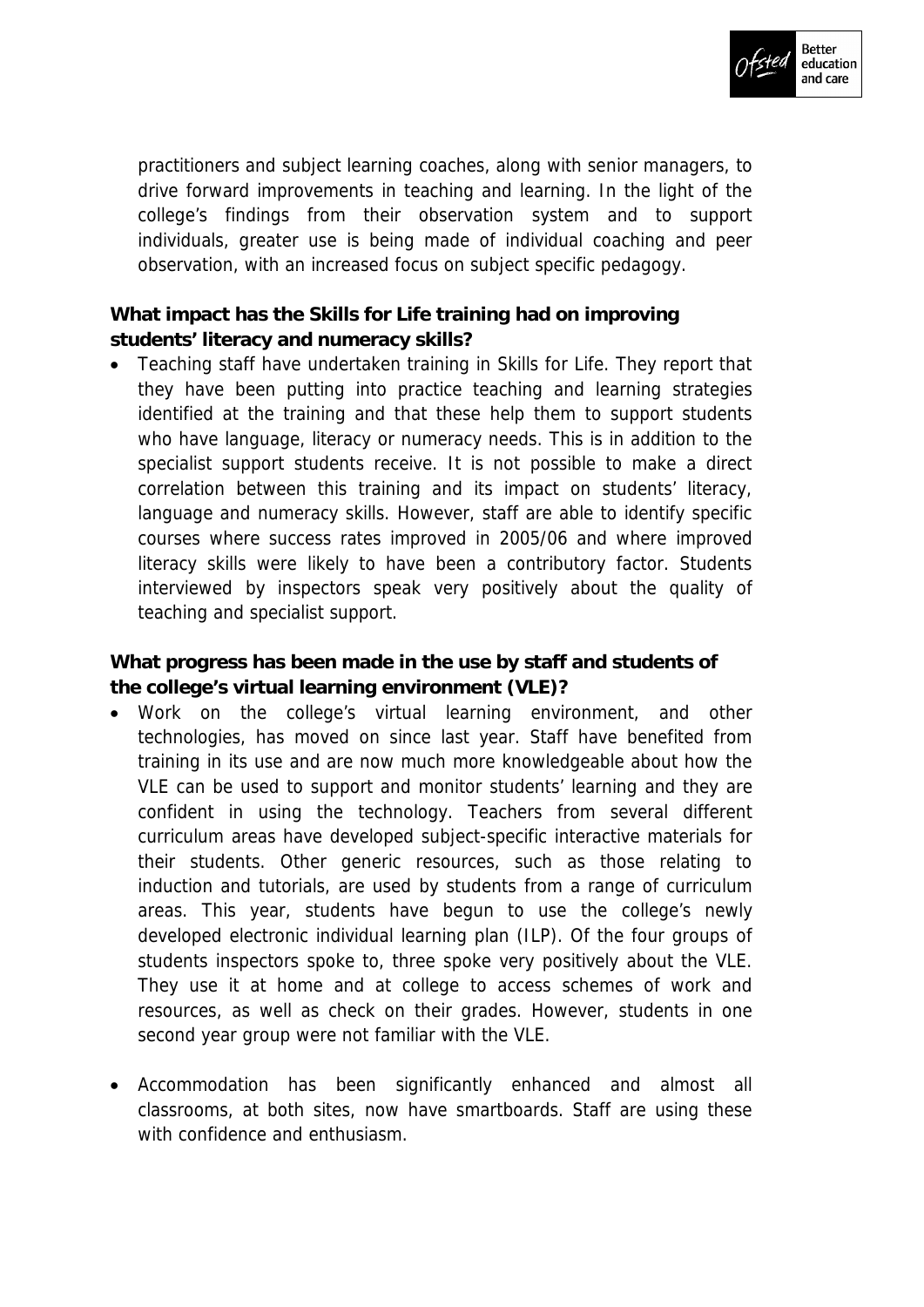practitioners and subject learning coaches, along with senior managers, to drive forward improvements in teaching and learning. In the light of the college's findings from their observation system and to support individuals, greater use is being made of individual coaching and peer observation, with an increased focus on subject specific pedagogy.

**What impact has the Skills for Life training had on improving students' literacy and numeracy skills?**

- Teaching staff have undertaken training in Skills for Life. They report that they have been putting into practice teaching and learning strategies identified at the training and that these help them to support students who have language, literacy or numeracy needs. This is in addition to the specialist support students receive. It is not possible to make a direct correlation between this training and its impact on students' literacy, language and numeracy skills. However, staff are able to identify specific courses where success rates improved in 2005/06 and where improved literacy skills were likely to have been a contributory factor. Students interviewed by inspectors speak very positively about the quality of teaching and specialist support.

**What progress has been made in the use by staff and students of the college's virtual learning environment (VLE)?**

- Work on the college's virtual learning environment, and other technologies, has moved on since last year. Staff have benefited from training in its use and are now much more knowledgeable about how the VLE can be used to support and monitor students' learning and they are confident in using the technology. Teachers from several different curriculum areas have developed subject-specific interactive materials for their students. Other generic resources, such as those relating to induction and tutorials, are used by students from a range of curriculum areas. This year, students have begun to use the college's newly developed electronic individual learning plan (ILP). Of the four groups of students inspectors spoke to, three spoke very positively about the VLE. They use it at home and at college to access schemes of work and resources, as well as check on their grades. However, students in one second year group were not familiar with the VLE.

- Accommodation has been significantly enhanced and almost all classrooms, at both sites, now have smartboards. Staff are using these with confidence and enthusiasm.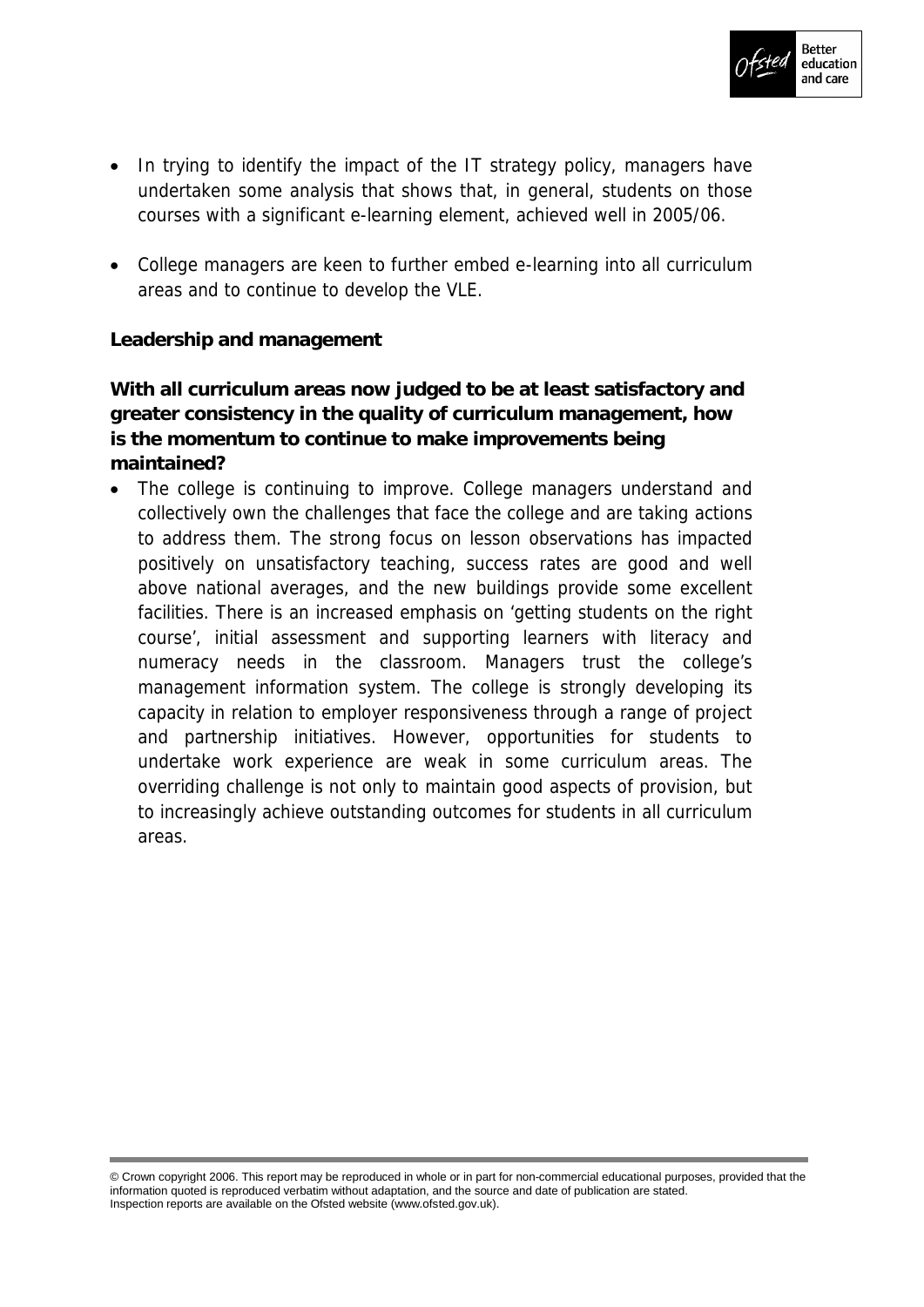- In trying to identify the impact of the IT strategy policy, managers have undertaken some analysis that shows that, in general, students on those courses with a significant e-learning element, achieved well in 2005/06.
- College managers are keen to further embed e-learning into all curriculum areas and to continue to develop the VLE.

**Leadership and management**

**With all curriculum areas now judged to be at least satisfactory and greater consistency in the quality of curriculum management, how is the momentum to continue to make improvements being maintained?**

- The college is continuing to improve. College managers understand and collectively own the challenges that face the college and are taking actions to address them. The strong focus on lesson observations has impacted positively on unsatisfactory teaching, success rates are good and well above national averages, and the new buildings provide some excellent facilities. There is an increased emphasis on 'getting students on the right course', initial assessment and supporting learners with literacy and numeracy needs in the classroom. Managers trust the college's management information system. The college is strongly developing its capacity in relation to employer responsiveness through a range of project and partnership initiatives. However, opportunities for students to undertake work experience are weak in some curriculum areas. The overriding challenge is not only to maintain good aspects of provision, but to increasingly achieve outstanding outcomes for students in all curriculum areas.

© Crown copyright 2006. This report may be reproduced in whole or in part for non-commercial educational purposes, provided that the information quoted is reproduced verbatim without adaptation, and the source and date of publication are stated.
Inspection reports are available on the Ofsted website (www.ofsted.gov.uk).